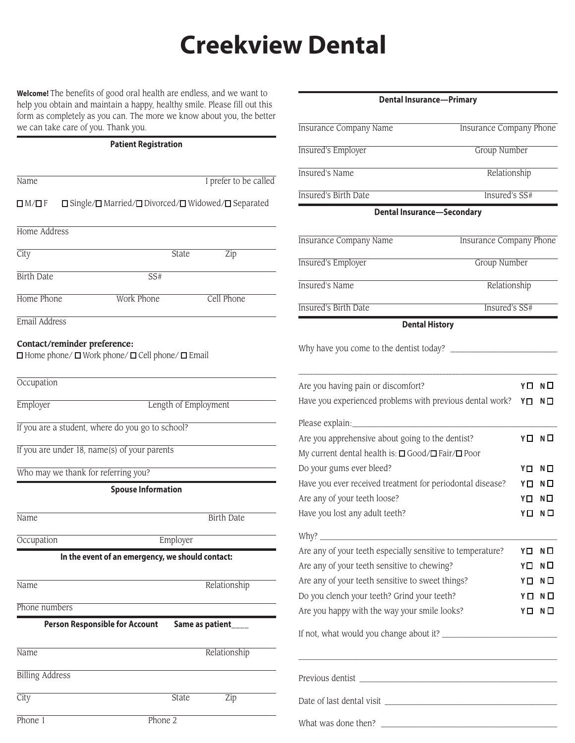# Creekview Dental

**Welcome!** The benefits of good oral health are endless, and we want to help you obtain and maintain a happy, healthy smile. Please fill out this form as completely as you can. The more we know about you, the better we can take care of you. Thank you.

## Patient Registration

Name ______________________ I prefer to be called ______________________

☐ M/☐ F ☐ Single/☐ Married/☐ Divorced/☐ Widowed/☐ Separated

Home Address ______________________

City ______________________ State ________ Zip ________

Birth Date ______________________ SS# ______________________

Home Phone ______________ Work Phone ______________ Cell Phone ______________

Email Address ______________________

**Contact/reminder preference:**
☐ Home phone/ ☐ Work phone/ ☐ Cell phone/ ☐ Email

Occupation ______________________

Employer ______________________ Length of Employment ______________________

If you are a student, where do you go to school? ______________________

If you are under 18, name(s) of your parents ______________________

Who may we thank for referring you? ______________________

## Spouse Information

Name ______________________ Birth Date ______________________

Occupation ______________________ Employer ______________________

## In the event of an emergency, we should contact:

Name ______________________ Relationship ______________________

Phone numbers ______________________

## Person Responsible for Account Same as patient____

Name ______________________ Relationship ______________________

Billing Address ______________________

City ______________________ State ________ Zip ________

Phone 1 ______________________ Phone 2 ______________________

## Dental Insurance—Primary

Insurance Company Name ______________________ Insurance Company Phone ______________________

Insured's Employer ______________________ Group Number ______________________

Insured's Name ______________________ Relationship ______________________

Insured's Birth Date ______________________ Insured's SS# ______________________

## Dental Insurance—Secondary

Insurance Company Name ______________________ Insurance Company Phone ______________________

Insured's Employer ______________________ Group Number ______________________

Insured's Name ______________________ Relationship ______________________

Insured's Birth Date ______________________ Insured's SS# ______________________

## Dental History

Why have you come to the dentist today? ______________________

______________________________________________

Are you having pain or discomfort? **Y**☐ **N**☐

Have you experienced problems with previous dental work? **Y**☐ **N**☐

Please explain:______________________

Are you apprehensive about going to the dentist? **Y**☐ **N**☐

My current dental health is: ☐ Good/☐ Fair/☐ Poor

Do your gums ever bleed? **Y**☐ **N**☐

Have you ever received treatment for periodontal disease? **Y**☐ **N**☐

Are any of your teeth loose? **Y**☐ **N**☐

Have you lost any adult teeth? **Y**☐ **N**☐

Why? ______________________

Are any of your teeth especially sensitive to temperature? **Y**☐ **N**☐

Are any of your teeth sensitive to chewing? **Y**☐ **N**☐

Are any of your teeth sensitive to sweet things? **Y**☐ **N**☐

Do you clench your teeth? Grind your teeth? **Y**☐ **N**☐

Are you happy with the way your smile looks? **Y**☐ **N**☐

If not, what would you change about it? ______________________

______________________________________________

Previous dentist ______________________

Date of last dental visit ______________________

What was done then? ______________________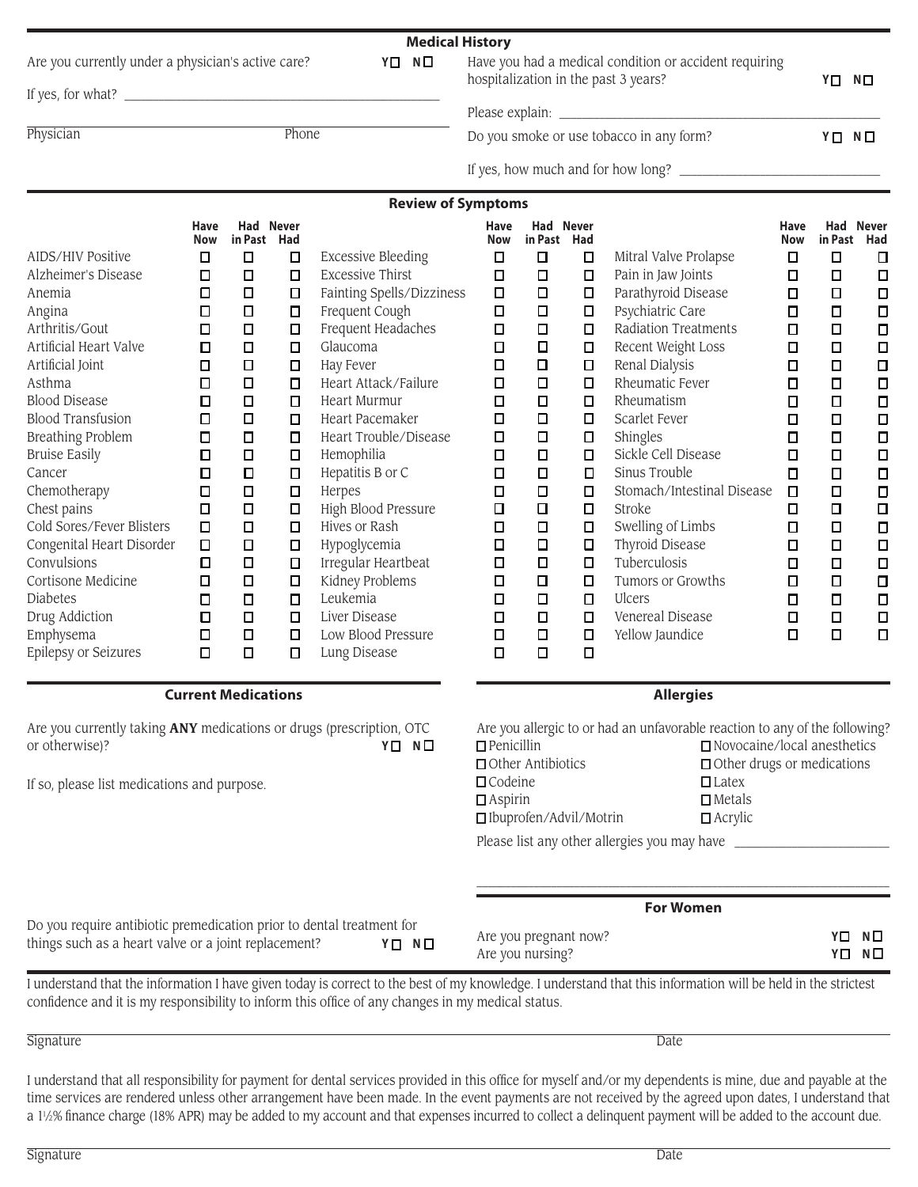## Medical History

Are you currently under a physician's active care? Y☐ N☐

If yes, for what? ______________________________

Physician ______________ Phone ______________

Have you had a medical condition or accident requiring hospitalization in the past 3 years? Y☐ N☐

Please explain: ______________________________

Do you smoke or use tobacco in any form? Y☐ N☐

If yes, how much and for how long? ______________________________

## Review of Symptoms

| | Have Now | Had in Past | Never Had | | Have Now | Had in Past | Never Had | | Have Now | Had in Past | Never Had |
|---|---|---|---|---|---|---|---|---|---|---|---|
| AIDS/HIV Positive | ☐ | ☐ | ☐ | Excessive Bleeding | ☐ | ☐ | ☐ | Mitral Valve Prolapse | ☐ | ☐ | ☐ |
| Alzheimer's Disease | ☐ | ☐ | ☐ | Excessive Thirst | ☐ | ☐ | ☐ | Pain in Jaw Joints | ☐ | ☐ | ☐ |
| Anemia | ☐ | ☐ | ☐ | Fainting Spells/Dizziness | ☐ | ☐ | ☐ | Parathyroid Disease | ☐ | ☐ | ☐ |
| Angina | ☐ | ☐ | ☐ | Frequent Cough | ☐ | ☐ | ☐ | Psychiatric Care | ☐ | ☐ | ☐ |
| Arthritis/Gout | ☐ | ☐ | ☐ | Frequent Headaches | ☐ | ☐ | ☐ | Radiation Treatments | ☐ | ☐ | ☐ |
| Artificial Heart Valve | ☐ | ☐ | ☐ | Glaucoma | ☐ | ☐ | ☐ | Recent Weight Loss | ☐ | ☐ | ☐ |
| Artificial Joint | ☐ | ☐ | ☐ | Hay Fever | ☐ | ☐ | ☐ | Renal Dialysis | ☐ | ☐ | ☐ |
| Asthma | ☐ | ☐ | ☐ | Heart Attack/Failure | ☐ | ☐ | ☐ | Rheumatic Fever | ☐ | ☐ | ☐ |
| Blood Disease | ☐ | ☐ | ☐ | Heart Murmur | ☐ | ☐ | ☐ | Rheumatism | ☐ | ☐ | ☐ |
| Blood Transfusion | ☐ | ☐ | ☐ | Heart Pacemaker | ☐ | ☐ | ☐ | Scarlet Fever | ☐ | ☐ | ☐ |
| Breathing Problem | ☐ | ☐ | ☐ | Heart Trouble/Disease | ☐ | ☐ | ☐ | Shingles | ☐ | ☐ | ☐ |
| Bruise Easily | ☐ | ☐ | ☐ | Hemophilia | ☐ | ☐ | ☐ | Sickle Cell Disease | ☐ | ☐ | ☐ |
| Cancer | ☐ | ☐ | ☐ | Hepatitis B or C | ☐ | ☐ | ☐ | Sinus Trouble | ☐ | ☐ | ☐ |
| Chemotherapy | ☐ | ☐ | ☐ | Herpes | ☐ | ☐ | ☐ | Stomach/Intestinal Disease | ☐ | ☐ | ☐ |
| Chest pains | ☐ | ☐ | ☐ | High Blood Pressure | ☐ | ☐ | ☐ | Stroke | ☐ | ☐ | ☐ |
| Cold Sores/Fever Blisters | ☐ | ☐ | ☐ | Hives or Rash | ☐ | ☐ | ☐ | Swelling of Limbs | ☐ | ☐ | ☐ |
| Congenital Heart Disorder | ☐ | ☐ | ☐ | Hypoglycemia | ☐ | ☐ | ☐ | Thyroid Disease | ☐ | ☐ | ☐ |
| Convulsions | ☐ | ☐ | ☐ | Irregular Heartbeat | ☐ | ☐ | ☐ | Tuberculosis | ☐ | ☐ | ☐ |
| Cortisone Medicine | ☐ | ☐ | ☐ | Kidney Problems | ☐ | ☐ | ☐ | Tumors or Growths | ☐ | ☐ | ☐ |
| Diabetes | ☐ | ☐ | ☐ | Leukemia | ☐ | ☐ | ☐ | Ulcers | ☐ | ☐ | ☐ |
| Drug Addiction | ☐ | ☐ | ☐ | Liver Disease | ☐ | ☐ | ☐ | Venereal Disease | ☐ | ☐ | ☐ |
| Emphysema | ☐ | ☐ | ☐ | Low Blood Pressure | ☐ | ☐ | ☐ | Yellow Jaundice | ☐ | ☐ | ☐ |
| Epilepsy or Seizures | ☐ | ☐ | ☐ | Lung Disease | ☐ | ☐ | ☐ | | | | |

## Current Medications

Are you currently taking **ANY** medications or drugs (prescription, OTC or otherwise)? Y☐ N☐

If so, please list medications and purpose.

Do you require antibiotic premedication prior to dental treatment for things such as a heart valve or a joint replacement? Y☐ N☐

## Allergies

Are you allergic to or had an unfavorable reaction to any of the following?

- ☐ Penicillin
- ☐ Other Antibiotics
- ☐ Codeine
- ☐ Aspirin
- ☐ Ibuprofen/Advil/Motrin
- ☐ Novocaine/local anesthetics
- ☐ Other drugs or medications
- ☐ Latex
- ☐ Metals
- ☐ Acrylic

Please list any other allergies you may have ______________________________

## For Women

Are you pregnant now? Y☐ N☐

Are you nursing? Y☐ N☐

I understand that the information I have given today is correct to the best of my knowledge. I understand that this information will be held in the strictest confidence and it is my responsibility to inform this office of any changes in my medical status.

Signature ______________________________ Date ______________

I understand that all responsibility for payment for dental services provided in this office for myself and/or my dependents is mine, due and payable at the time services are rendered unless other arrangement have been made. In the event payments are not received by the agreed upon dates, I understand that a 1½% finance charge (18% APR) may be added to my account and that expenses incurred to collect a delinquent payment will be added to the account due.

Signature ______________________________ Date ______________